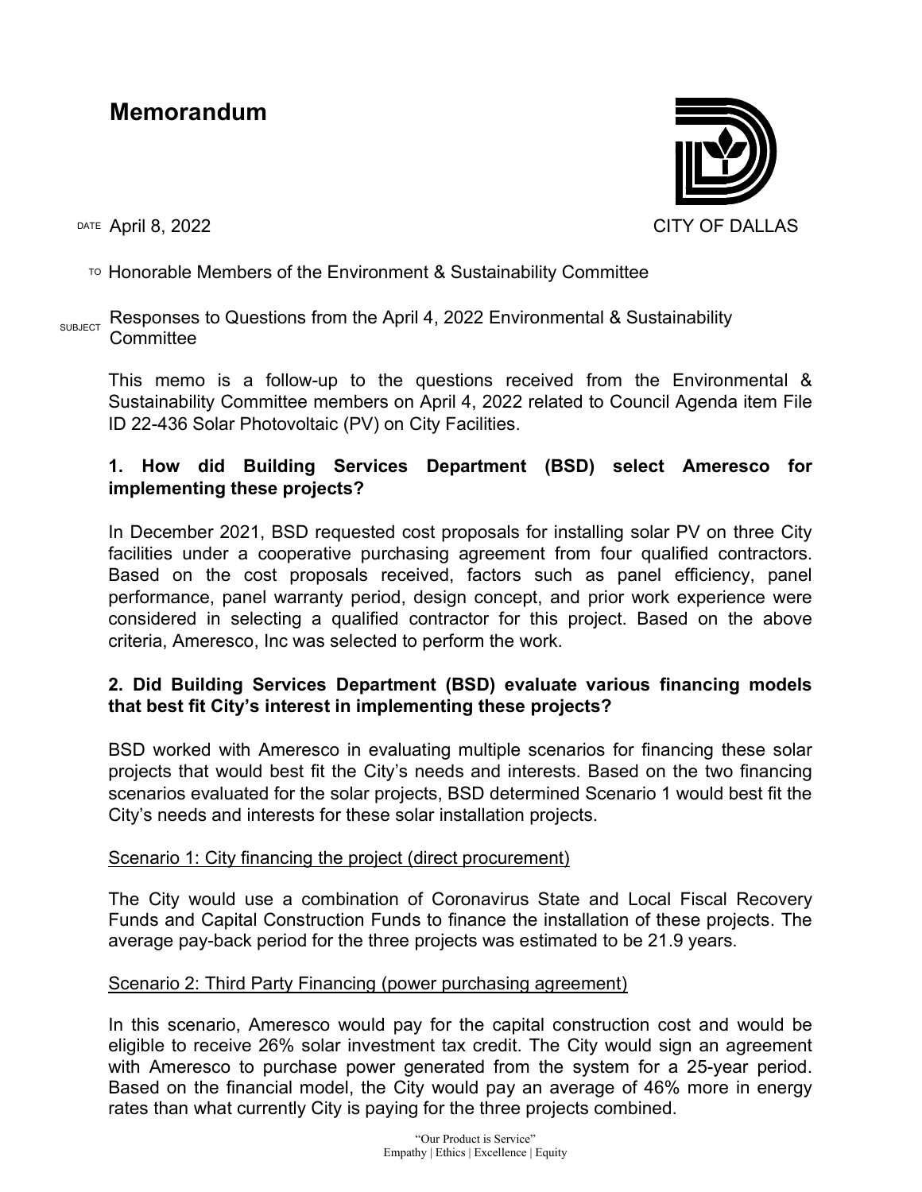# Memorandum

CITY OF DALLAS

DATE April 8, 2022

TO Honorable Members of the Environment & Sustainability Committee

SUBJECT Responses to Questions from the April 4, 2022 Environmental & Sustainability Committee

This memo is a follow-up to the questions received from the Environmental & Sustainability Committee members on April 4, 2022 related to Council Agenda item File ID 22-436 Solar Photovoltaic (PV) on City Facilities.

**1. How did Building Services Department (BSD) select Ameresco for implementing these projects?**

In December 2021, BSD requested cost proposals for installing solar PV on three City facilities under a cooperative purchasing agreement from four qualified contractors. Based on the cost proposals received, factors such as panel efficiency, panel performance, panel warranty period, design concept, and prior work experience were considered in selecting a qualified contractor for this project. Based on the above criteria, Ameresco, Inc was selected to perform the work.

**2. Did Building Services Department (BSD) evaluate various financing models that best fit City's interest in implementing these projects?**

BSD worked with Ameresco in evaluating multiple scenarios for financing these solar projects that would best fit the City's needs and interests. Based on the two financing scenarios evaluated for the solar projects, BSD determined Scenario 1 would best fit the City's needs and interests for these solar installation projects.

<u>Scenario 1: City financing the project (direct procurement)</u>

The City would use a combination of Coronavirus State and Local Fiscal Recovery Funds and Capital Construction Funds to finance the installation of these projects. The average pay-back period for the three projects was estimated to be 21.9 years.

<u>Scenario 2: Third Party Financing (power purchasing agreement)</u>

In this scenario, Ameresco would pay for the capital construction cost and would be eligible to receive 26% solar investment tax credit. The City would sign an agreement with Ameresco to purchase power generated from the system for a 25-year period. Based on the financial model, the City would pay an average of 46% more in energy rates than what currently City is paying for the three projects combined.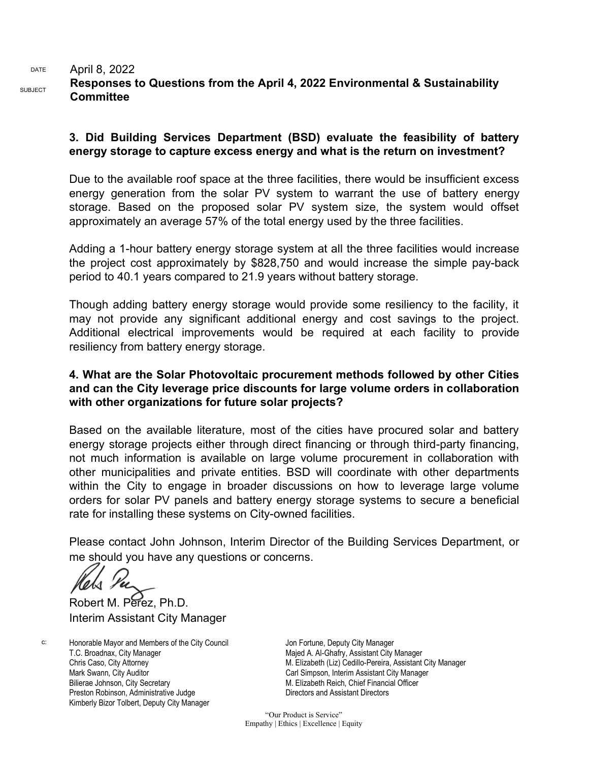DATE April 8, 2022

SUBJECT **Responses to Questions from the April 4, 2022 Environmental & Sustainability Committee**

**3. Did Building Services Department (BSD) evaluate the feasibility of battery energy storage to capture excess energy and what is the return on investment?**

Due to the available roof space at the three facilities, there would be insufficient excess energy generation from the solar PV system to warrant the use of battery energy storage. Based on the proposed solar PV system size, the system would offset approximately an average 57% of the total energy used by the three facilities.

Adding a 1-hour battery energy storage system at all the three facilities would increase the project cost approximately by $828,750 and would increase the simple pay-back period to 40.1 years compared to 21.9 years without battery storage.

Though adding battery energy storage would provide some resiliency to the facility, it may not provide any significant additional energy and cost savings to the project. Additional electrical improvements would be required at each facility to provide resiliency from battery energy storage.

**4. What are the Solar Photovoltaic procurement methods followed by other Cities and can the City leverage price discounts for large volume orders in collaboration with other organizations for future solar projects?**

Based on the available literature, most of the cities have procured solar and battery energy storage projects either through direct financing or through third-party financing, not much information is available on large volume procurement in collaboration with other municipalities and private entities. BSD will coordinate with other departments within the City to engage in broader discussions on how to leverage large volume orders for solar PV panels and battery energy storage systems to secure a beneficial rate for installing these systems on City-owned facilities.

Please contact John Johnson, Interim Director of the Building Services Department, or me should you have any questions or concerns.

Robert M. Perez, Ph.D.
Interim Assistant City Manager

c:
Honorable Mayor and Members of the City Council
T.C. Broadnax, City Manager
Chris Caso, City Attorney
Mark Swann, City Auditor
Bilierae Johnson, City Secretary
Preston Robinson, Administrative Judge
Kimberly Bizor Tolbert, Deputy City Manager
Jon Fortune, Deputy City Manager
Majed A. Al-Ghafry, Assistant City Manager
M. Elizabeth (Liz) Cedillo-Pereira, Assistant City Manager
Carl Simpson, Interim Assistant City Manager
M. Elizabeth Reich, Chief Financial Officer
Directors and Assistant Directors

"Our Product is Service"
Empathy | Ethics | Excellence | Equity